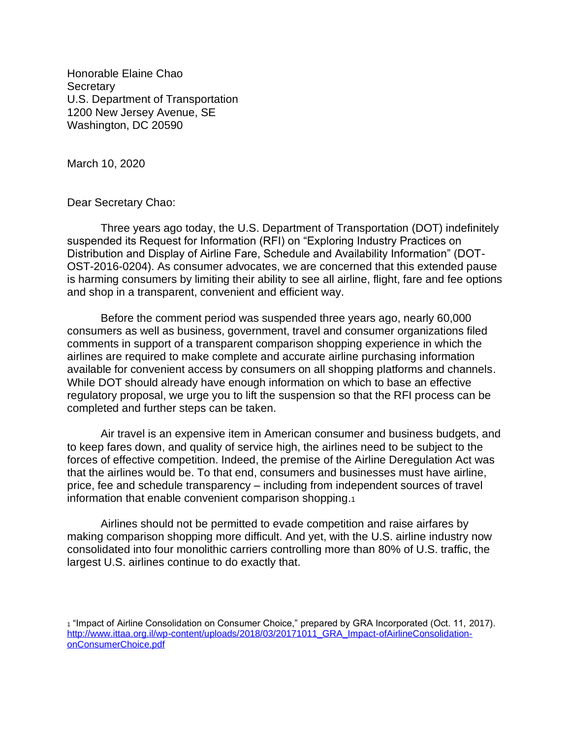Honorable Elaine Chao
Secretary
U.S. Department of Transportation
1200 New Jersey Avenue, SE
Washington, DC 20590

March 10, 2020

Dear Secretary Chao:

Three years ago today, the U.S. Department of Transportation (DOT) indefinitely suspended its Request for Information (RFI) on "Exploring Industry Practices on Distribution and Display of Airline Fare, Schedule and Availability Information" (DOT-OST-2016-0204). As consumer advocates, we are concerned that this extended pause is harming consumers by limiting their ability to see all airline, flight, fare and fee options and shop in a transparent, convenient and efficient way.

Before the comment period was suspended three years ago, nearly 60,000 consumers as well as business, government, travel and consumer organizations filed comments in support of a transparent comparison shopping experience in which the airlines are required to make complete and accurate airline purchasing information available for convenient access by consumers on all shopping platforms and channels. While DOT should already have enough information on which to base an effective regulatory proposal, we urge you to lift the suspension so that the RFI process can be completed and further steps can be taken.

Air travel is an expensive item in American consumer and business budgets, and to keep fares down, and quality of service high, the airlines need to be subject to the forces of effective competition. Indeed, the premise of the Airline Deregulation Act was that the airlines would be. To that end, consumers and businesses must have airline, price, fee and schedule transparency – including from independent sources of travel information that enable convenient comparison shopping.[1]

Airlines should not be permitted to evade competition and raise airfares by making comparison shopping more difficult. And yet, with the U.S. airline industry now consolidated into four monolithic carriers controlling more than 80% of U.S. traffic, the largest U.S. airlines continue to do exactly that.

---

[1] "Impact of Airline Consolidation on Consumer Choice," prepared by GRA Incorporated (Oct. 11, 2017). http://www.ittaa.org.il/wp-content/uploads/2018/03/20171011_GRA_Impact-ofAirlineConsolidation-onConsumerChoice.pdf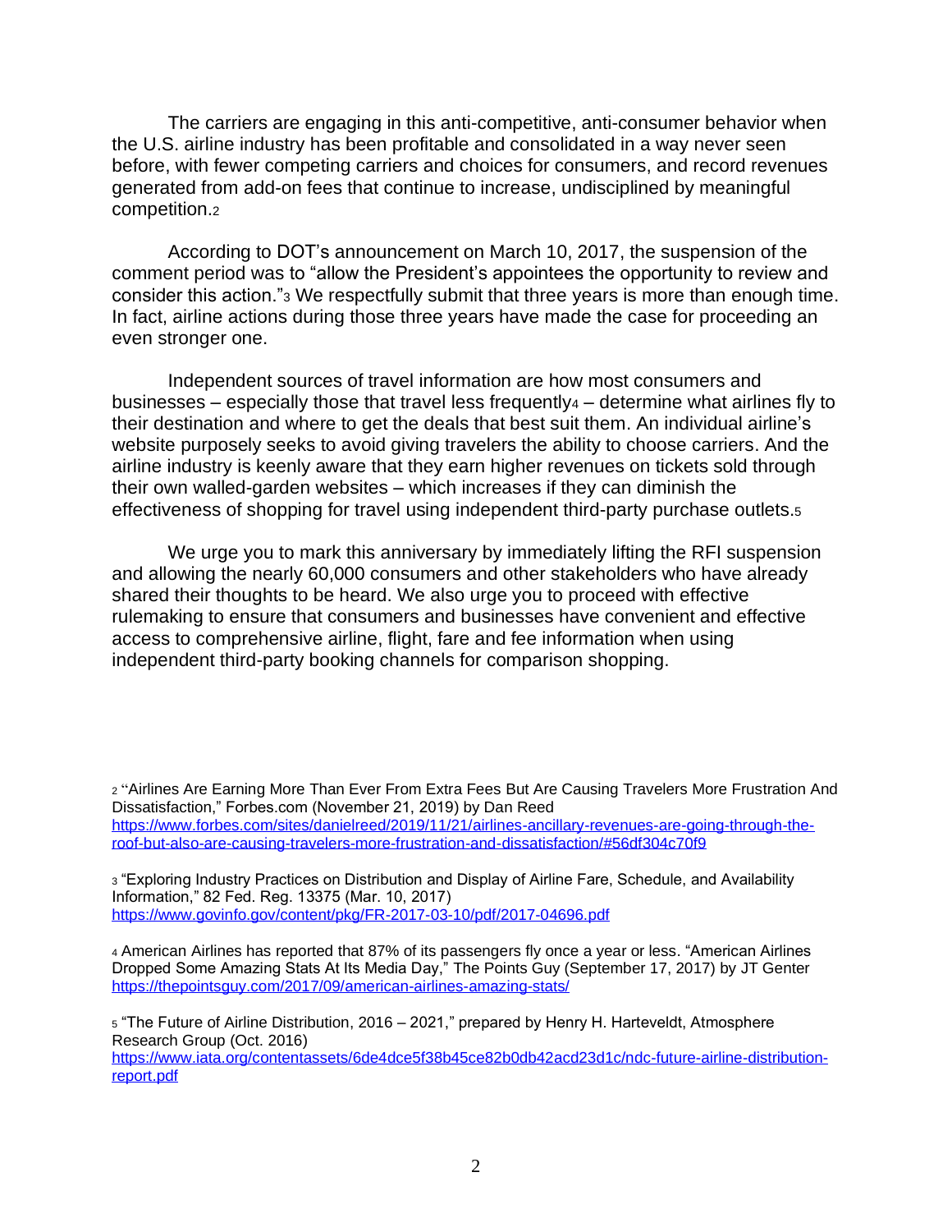The carriers are engaging in this anti-competitive, anti-consumer behavior when the U.S. airline industry has been profitable and consolidated in a way never seen before, with fewer competing carriers and choices for consumers, and record revenues generated from add-on fees that continue to increase, undisciplined by meaningful competition.[2]

According to DOT's announcement on March 10, 2017, the suspension of the comment period was to "allow the President's appointees the opportunity to review and consider this action."[3] We respectfully submit that three years is more than enough time. In fact, airline actions during those three years have made the case for proceeding an even stronger one.

Independent sources of travel information are how most consumers and businesses – especially those that travel less frequently[4] – determine what airlines fly to their destination and where to get the deals that best suit them. An individual airline's website purposely seeks to avoid giving travelers the ability to choose carriers. And the airline industry is keenly aware that they earn higher revenues on tickets sold through their own walled-garden websites – which increases if they can diminish the effectiveness of shopping for travel using independent third-party purchase outlets.[5]

We urge you to mark this anniversary by immediately lifting the RFI suspension and allowing the nearly 60,000 consumers and other stakeholders who have already shared their thoughts to be heard. We also urge you to proceed with effective rulemaking to ensure that consumers and businesses have convenient and effective access to comprehensive airline, flight, fare and fee information when using independent third-party booking channels for comparison shopping.

---

[2] "Airlines Are Earning More Than Ever From Extra Fees But Are Causing Travelers More Frustration And Dissatisfaction," Forbes.com (November 21, 2019) by Dan Reed
https://www.forbes.com/sites/danielreed/2019/11/21/airlines-ancillary-revenues-are-going-through-the-roof-but-also-are-causing-travelers-more-frustration-and-dissatisfaction/#56df304c70f9

[3] "Exploring Industry Practices on Distribution and Display of Airline Fare, Schedule, and Availability Information," 82 Fed. Reg. 13375 (Mar. 10, 2017)
https://www.govinfo.gov/content/pkg/FR-2017-03-10/pdf/2017-04696.pdf

[4] American Airlines has reported that 87% of its passengers fly once a year or less. "American Airlines Dropped Some Amazing Stats At Its Media Day," The Points Guy (September 17, 2017) by JT Genter
https://thepointsguy.com/2017/09/american-airlines-amazing-stats/

[5] "The Future of Airline Distribution, 2016 – 2021," prepared by Henry H. Harteveldt, Atmosphere Research Group (Oct. 2016)
https://www.iata.org/contentassets/6de4dce5f38b45ce82b0db42acd23d1c/ndc-future-airline-distribution-report.pdf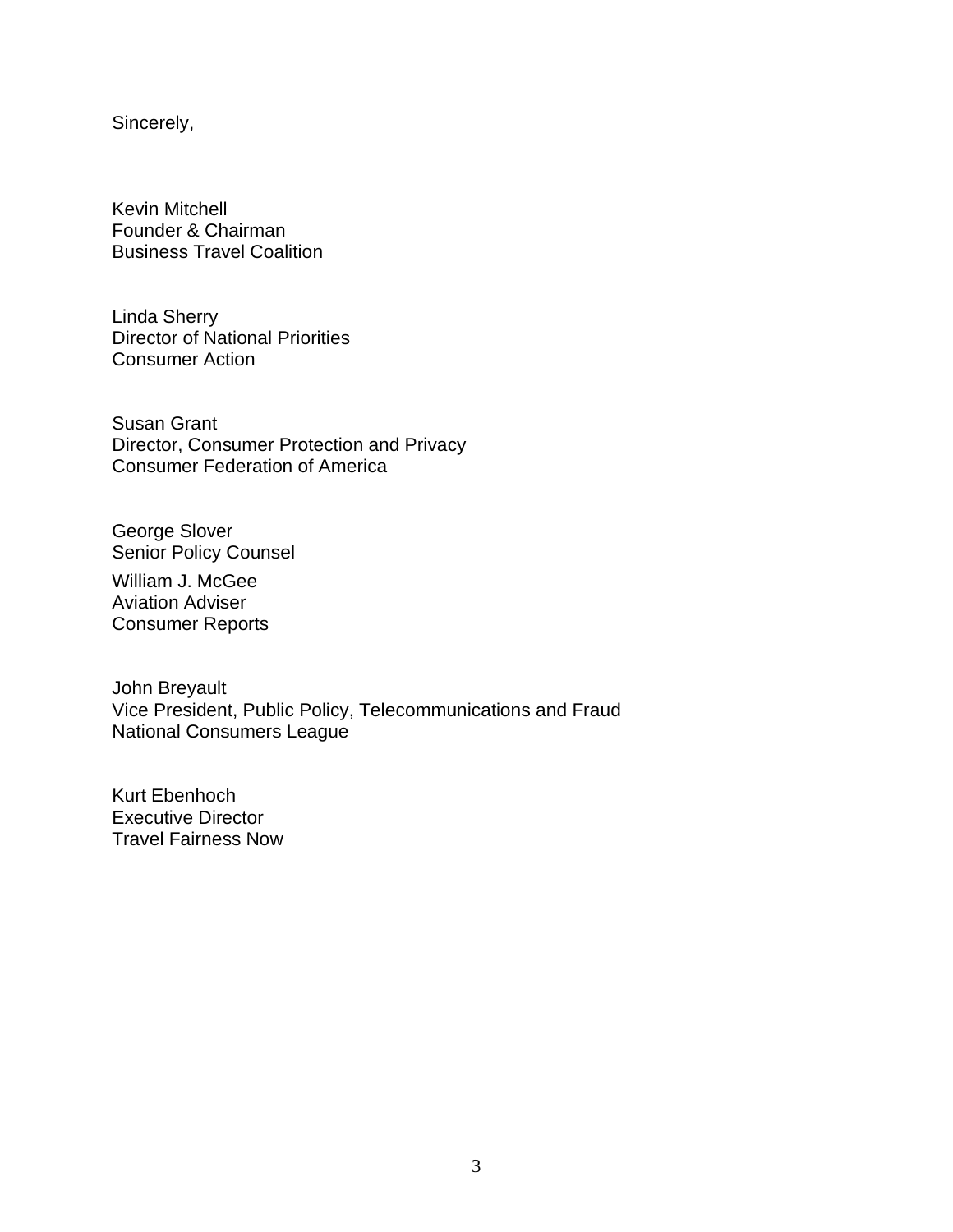Sincerely,

Kevin Mitchell
Founder & Chairman
Business Travel Coalition

Linda Sherry
Director of National Priorities
Consumer Action

Susan Grant
Director, Consumer Protection and Privacy
Consumer Federation of America

George Slover
Senior Policy Counsel
William J. McGee
Aviation Adviser
Consumer Reports

John Breyault
Vice President, Public Policy, Telecommunications and Fraud
National Consumers League

Kurt Ebenhoch
Executive Director
Travel Fairness Now